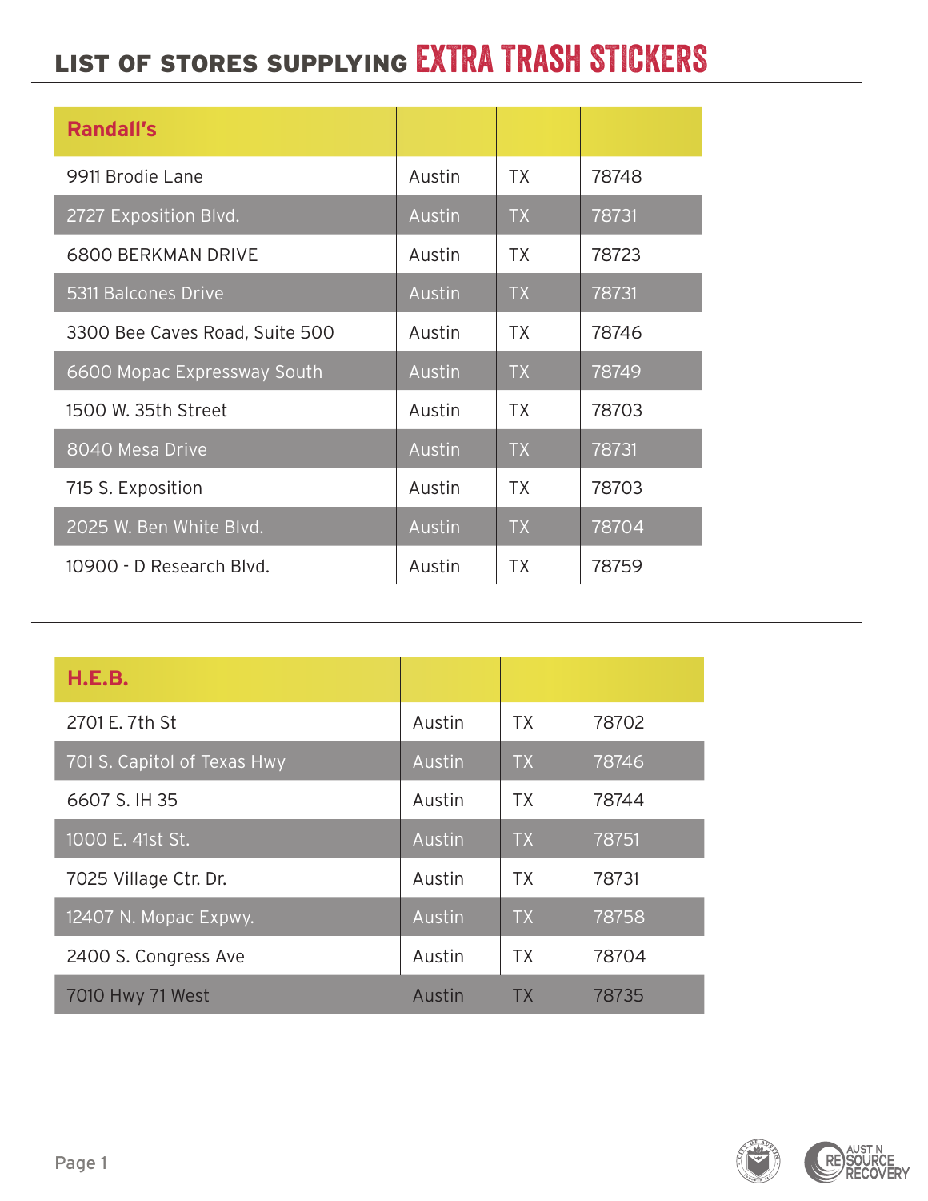# LIST OF STORES SUPPLYING EXTRA TRASH STICKERS

| Randall's | | | |
|---|---|---|---|
| 9911 Brodie Lane | Austin | TX | 78748 |
| 2727 Exposition Blvd. | Austin | TX | 78731 |
| 6800 BERKMAN DRIVE | Austin | TX | 78723 |
| 5311 Balcones Drive | Austin | TX | 78731 |
| 3300 Bee Caves Road, Suite 500 | Austin | TX | 78746 |
| 6600 Mopac Expressway South | Austin | TX | 78749 |
| 1500 W. 35th Street | Austin | TX | 78703 |
| 8040 Mesa Drive | Austin | TX | 78731 |
| 715 S. Exposition | Austin | TX | 78703 |
| 2025 W. Ben White Blvd. | Austin | TX | 78704 |
| 10900 - D Research Blvd. | Austin | TX | 78759 |

| H.E.B. | | | |
|---|---|---|---|
| 2701 E. 7th St | Austin | TX | 78702 |
| 701 S. Capitol of Texas Hwy | Austin | TX | 78746 |
| 6607 S. IH 35 | Austin | TX | 78744 |
| 1000 E. 41st St. | Austin | TX | 78751 |
| 7025 Village Ctr. Dr. | Austin | TX | 78731 |
| 12407 N. Mopac Expwy. | Austin | TX | 78758 |
| 2400 S. Congress Ave | Austin | TX | 78704 |
| 7010 Hwy 71 West | Austin | TX | 78735 |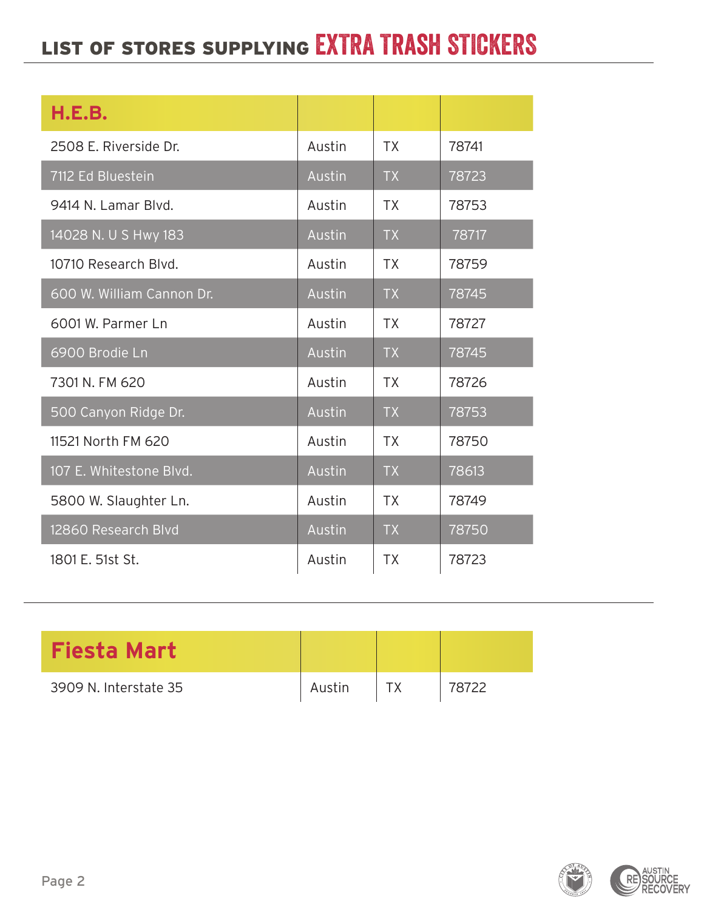# LIST OF STORES SUPPLYING EXTRA TRASH STICKERS

| H.E.B. | | | |
|---|---|---|---|
| 2508 E. Riverside Dr. | Austin | TX | 78741 |
| 7112 Ed Bluestein | Austin | TX | 78723 |
| 9414 N. Lamar Blvd. | Austin | TX | 78753 |
| 14028 N. U S Hwy 183 | Austin | TX | 78717 |
| 10710 Research Blvd. | Austin | TX | 78759 |
| 600 W. William Cannon Dr. | Austin | TX | 78745 |
| 6001 W. Parmer Ln | Austin | TX | 78727 |
| 6900 Brodie Ln | Austin | TX | 78745 |
| 7301 N. FM 620 | Austin | TX | 78726 |
| 500 Canyon Ridge Dr. | Austin | TX | 78753 |
| 11521 North FM 620 | Austin | TX | 78750 |
| 107 E. Whitestone Blvd. | Austin | TX | 78613 |
| 5800 W. Slaughter Ln. | Austin | TX | 78749 |
| 12860 Research Blvd | Austin | TX | 78750 |
| 1801 E. 51st St. | Austin | TX | 78723 |

| Fiesta Mart | | | |
|---|---|---|---|
| 3909 N. Interstate 35 | Austin | TX | 78722 |